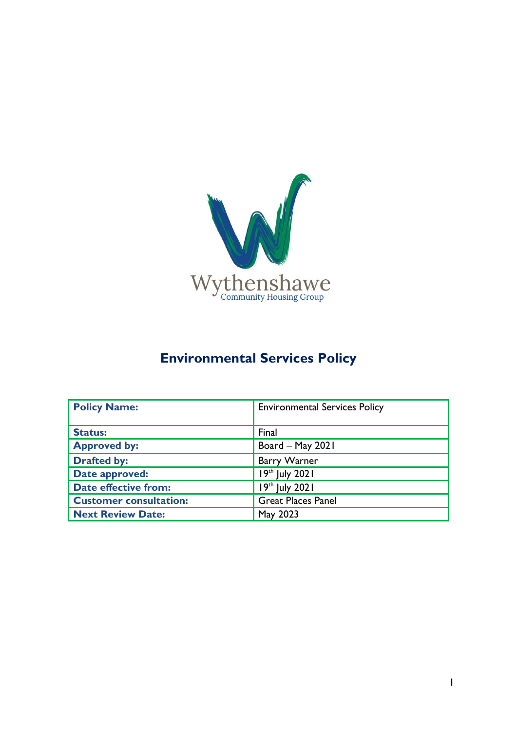Wythenshawe
Community Housing Group

# Environmental Services Policy

| **Policy Name:** | Environmental Services Policy |
| --- | --- |
| **Status:** | Final |
| **Approved by:** | Board – May 2021 |
| **Drafted by:** | Barry Warner |
| **Date approved:** | 19th July 2021 |
| **Date effective from:** | 19th July 2021 |
| **Customer consultation:** | Great Places Panel |
| **Next Review Date:** | May 2023 |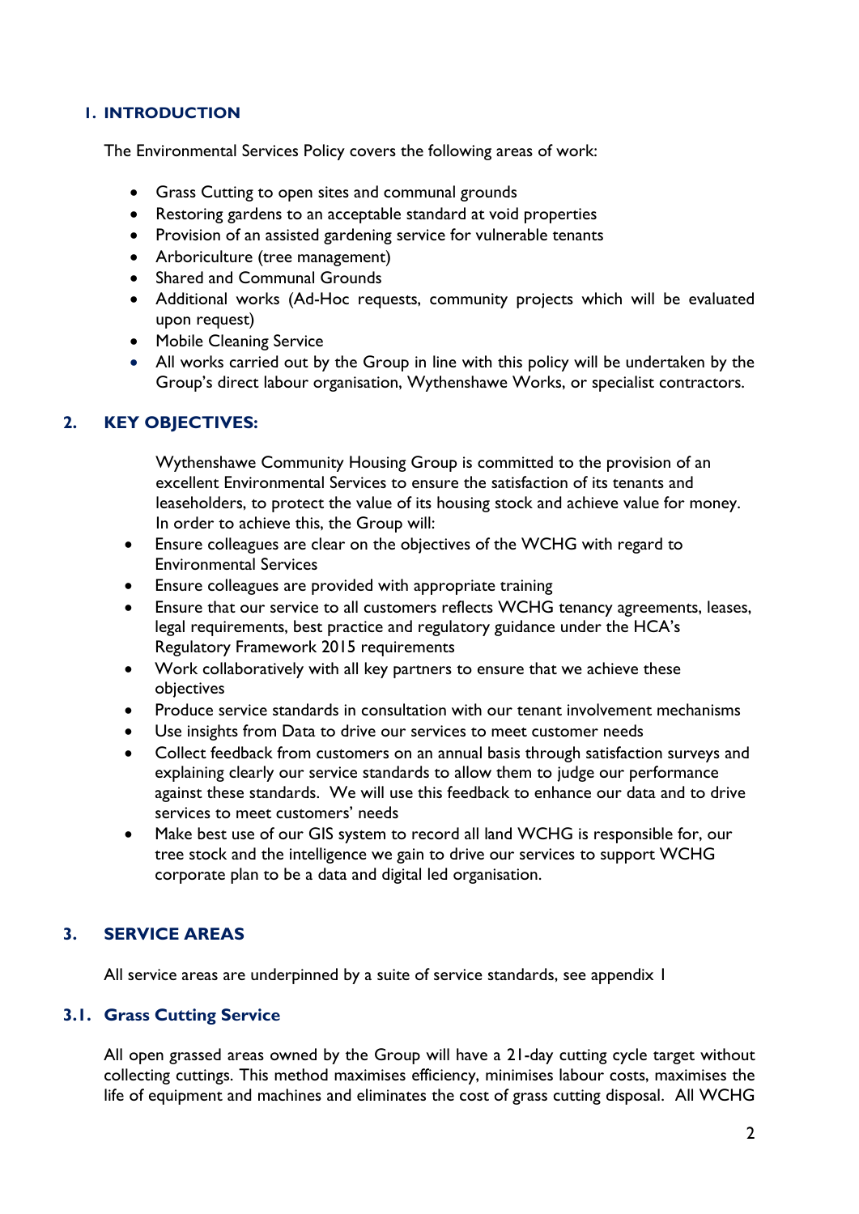## 1. INTRODUCTION

The Environmental Services Policy covers the following areas of work:

- Grass Cutting to open sites and communal grounds
- Restoring gardens to an acceptable standard at void properties
- Provision of an assisted gardening service for vulnerable tenants
- Arboriculture (tree management)
- Shared and Communal Grounds
- Additional works (Ad-Hoc requests, community projects which will be evaluated upon request)
- Mobile Cleaning Service
- All works carried out by the Group in line with this policy will be undertaken by the Group's direct labour organisation, Wythenshawe Works, or specialist contractors.

## 2. KEY OBJECTIVES:

Wythenshawe Community Housing Group is committed to the provision of an excellent Environmental Services to ensure the satisfaction of its tenants and leaseholders, to protect the value of its housing stock and achieve value for money. In order to achieve this, the Group will:

- Ensure colleagues are clear on the objectives of the WCHG with regard to Environmental Services
- Ensure colleagues are provided with appropriate training
- Ensure that our service to all customers reflects WCHG tenancy agreements, leases, legal requirements, best practice and regulatory guidance under the HCA's Regulatory Framework 2015 requirements
- Work collaboratively with all key partners to ensure that we achieve these objectives
- Produce service standards in consultation with our tenant involvement mechanisms
- Use insights from Data to drive our services to meet customer needs
- Collect feedback from customers on an annual basis through satisfaction surveys and explaining clearly our service standards to allow them to judge our performance against these standards. We will use this feedback to enhance our data and to drive services to meet customers' needs
- Make best use of our GIS system to record all land WCHG is responsible for, our tree stock and the intelligence we gain to drive our services to support WCHG corporate plan to be a data and digital led organisation.

## 3. SERVICE AREAS

All service areas are underpinned by a suite of service standards, see appendix 1

### 3.1. Grass Cutting Service

All open grassed areas owned by the Group will have a 21-day cutting cycle target without collecting cuttings. This method maximises efficiency, minimises labour costs, maximises the life of equipment and machines and eliminates the cost of grass cutting disposal. All WCHG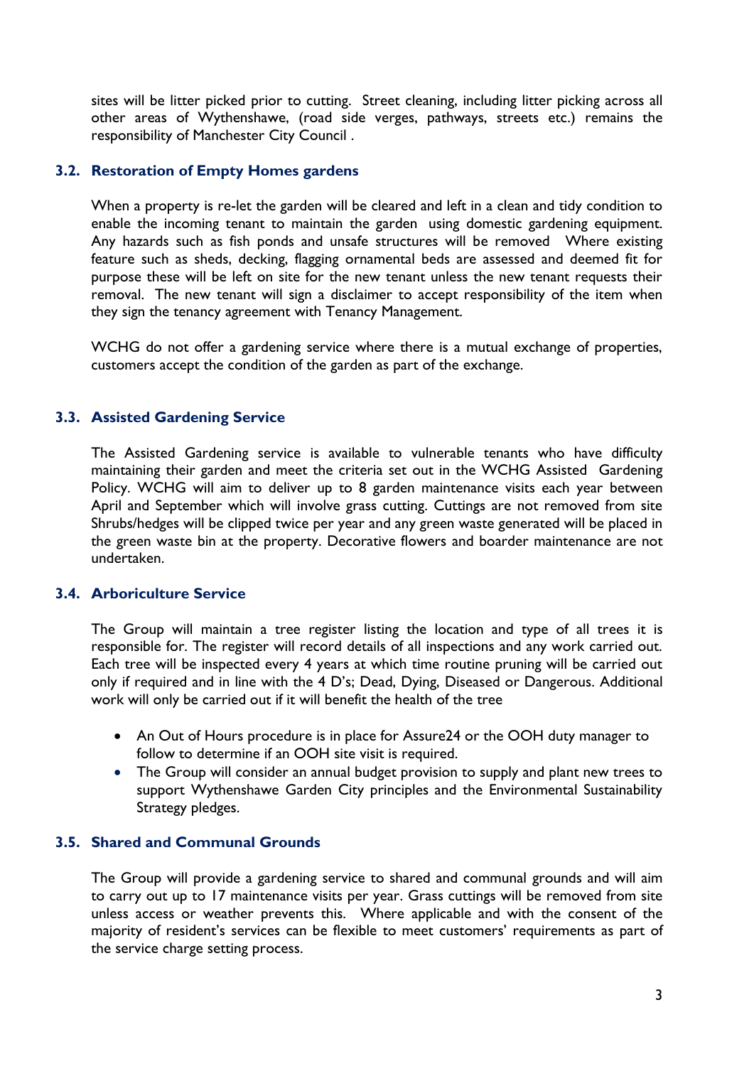sites will be litter picked prior to cutting. Street cleaning, including litter picking across all other areas of Wythenshawe, (road side verges, pathways, streets etc.) remains the responsibility of Manchester City Council .

### 3.2. Restoration of Empty Homes gardens

When a property is re-let the garden will be cleared and left in a clean and tidy condition to enable the incoming tenant to maintain the garden using domestic gardening equipment. Any hazards such as fish ponds and unsafe structures will be removed Where existing feature such as sheds, decking, flagging ornamental beds are assessed and deemed fit for purpose these will be left on site for the new tenant unless the new tenant requests their removal. The new tenant will sign a disclaimer to accept responsibility of the item when they sign the tenancy agreement with Tenancy Management.

WCHG do not offer a gardening service where there is a mutual exchange of properties, customers accept the condition of the garden as part of the exchange.

### 3.3. Assisted Gardening Service

The Assisted Gardening service is available to vulnerable tenants who have difficulty maintaining their garden and meet the criteria set out in the WCHG Assisted Gardening Policy. WCHG will aim to deliver up to 8 garden maintenance visits each year between April and September which will involve grass cutting. Cuttings are not removed from site Shrubs/hedges will be clipped twice per year and any green waste generated will be placed in the green waste bin at the property. Decorative flowers and boarder maintenance are not undertaken.

### 3.4. Arboriculture Service

The Group will maintain a tree register listing the location and type of all trees it is responsible for. The register will record details of all inspections and any work carried out. Each tree will be inspected every 4 years at which time routine pruning will be carried out only if required and in line with the 4 D's; Dead, Dying, Diseased or Dangerous. Additional work will only be carried out if it will benefit the health of the tree

- An Out of Hours procedure is in place for Assure24 or the OOH duty manager to follow to determine if an OOH site visit is required.
- The Group will consider an annual budget provision to supply and plant new trees to support Wythenshawe Garden City principles and the Environmental Sustainability Strategy pledges.

### 3.5. Shared and Communal Grounds

The Group will provide a gardening service to shared and communal grounds and will aim to carry out up to 17 maintenance visits per year. Grass cuttings will be removed from site unless access or weather prevents this. Where applicable and with the consent of the majority of resident's services can be flexible to meet customers' requirements as part of the service charge setting process.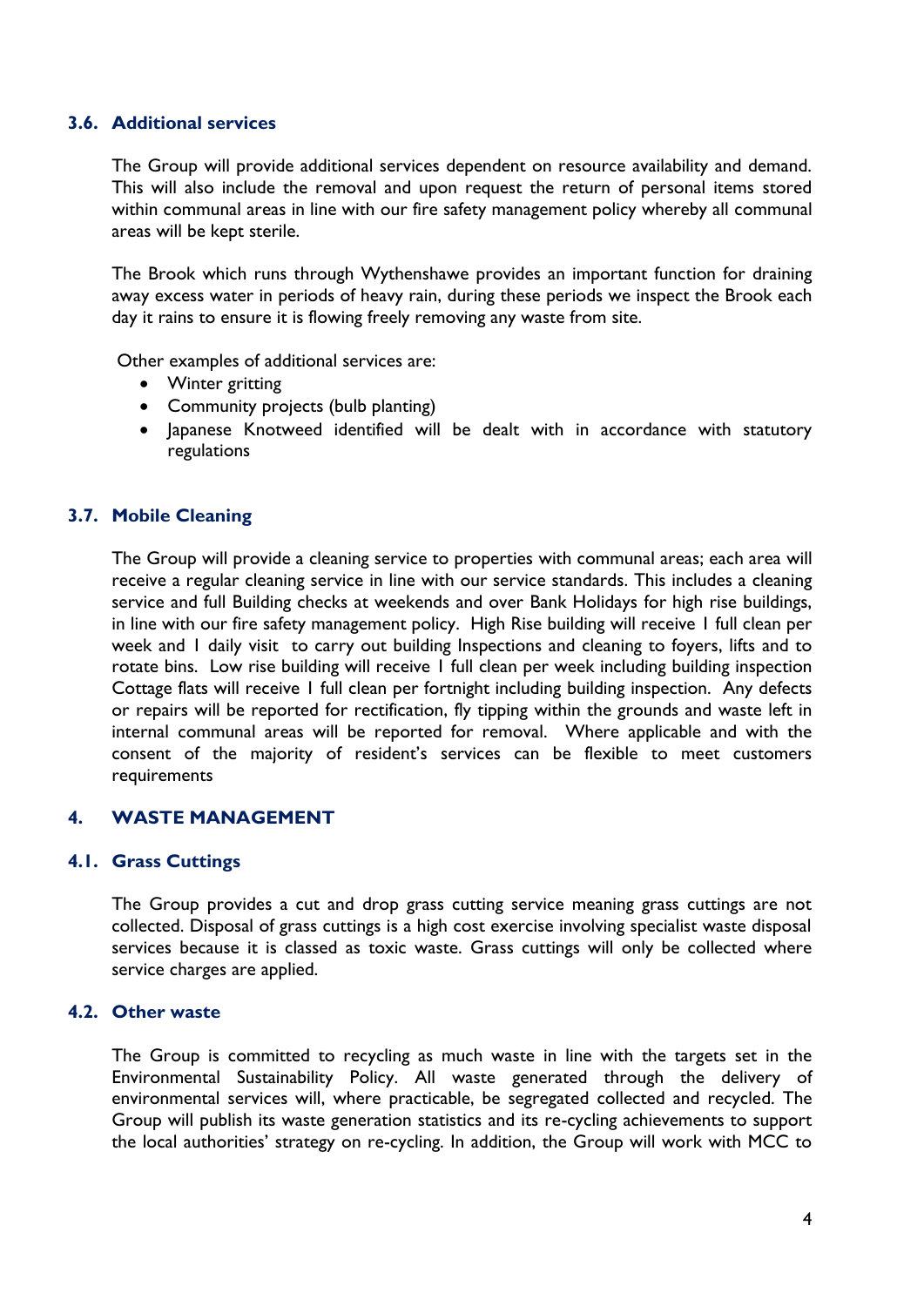### 3.6. Additional services

The Group will provide additional services dependent on resource availability and demand. This will also include the removal and upon request the return of personal items stored within communal areas in line with our fire safety management policy whereby all communal areas will be kept sterile.

The Brook which runs through Wythenshawe provides an important function for draining away excess water in periods of heavy rain, during these periods we inspect the Brook each day it rains to ensure it is flowing freely removing any waste from site.

Other examples of additional services are:

- Winter gritting
- Community projects (bulb planting)
- Japanese Knotweed identified will be dealt with in accordance with statutory regulations

### 3.7. Mobile Cleaning

The Group will provide a cleaning service to properties with communal areas; each area will receive a regular cleaning service in line with our service standards. This includes a cleaning service and full Building checks at weekends and over Bank Holidays for high rise buildings, in line with our fire safety management policy. High Rise building will receive 1 full clean per week and 1 daily visit to carry out building Inspections and cleaning to foyers, lifts and to rotate bins. Low rise building will receive 1 full clean per week including building inspection Cottage flats will receive 1 full clean per fortnight including building inspection. Any defects or repairs will be reported for rectification, fly tipping within the grounds and waste left in internal communal areas will be reported for removal. Where applicable and with the consent of the majority of resident's services can be flexible to meet customers requirements

## 4. WASTE MANAGEMENT

### 4.1. Grass Cuttings

The Group provides a cut and drop grass cutting service meaning grass cuttings are not collected. Disposal of grass cuttings is a high cost exercise involving specialist waste disposal services because it is classed as toxic waste. Grass cuttings will only be collected where service charges are applied.

### 4.2. Other waste

The Group is committed to recycling as much waste in line with the targets set in the Environmental Sustainability Policy. All waste generated through the delivery of environmental services will, where practicable, be segregated collected and recycled. The Group will publish its waste generation statistics and its re-cycling achievements to support the local authorities' strategy on re-cycling. In addition, the Group will work with MCC to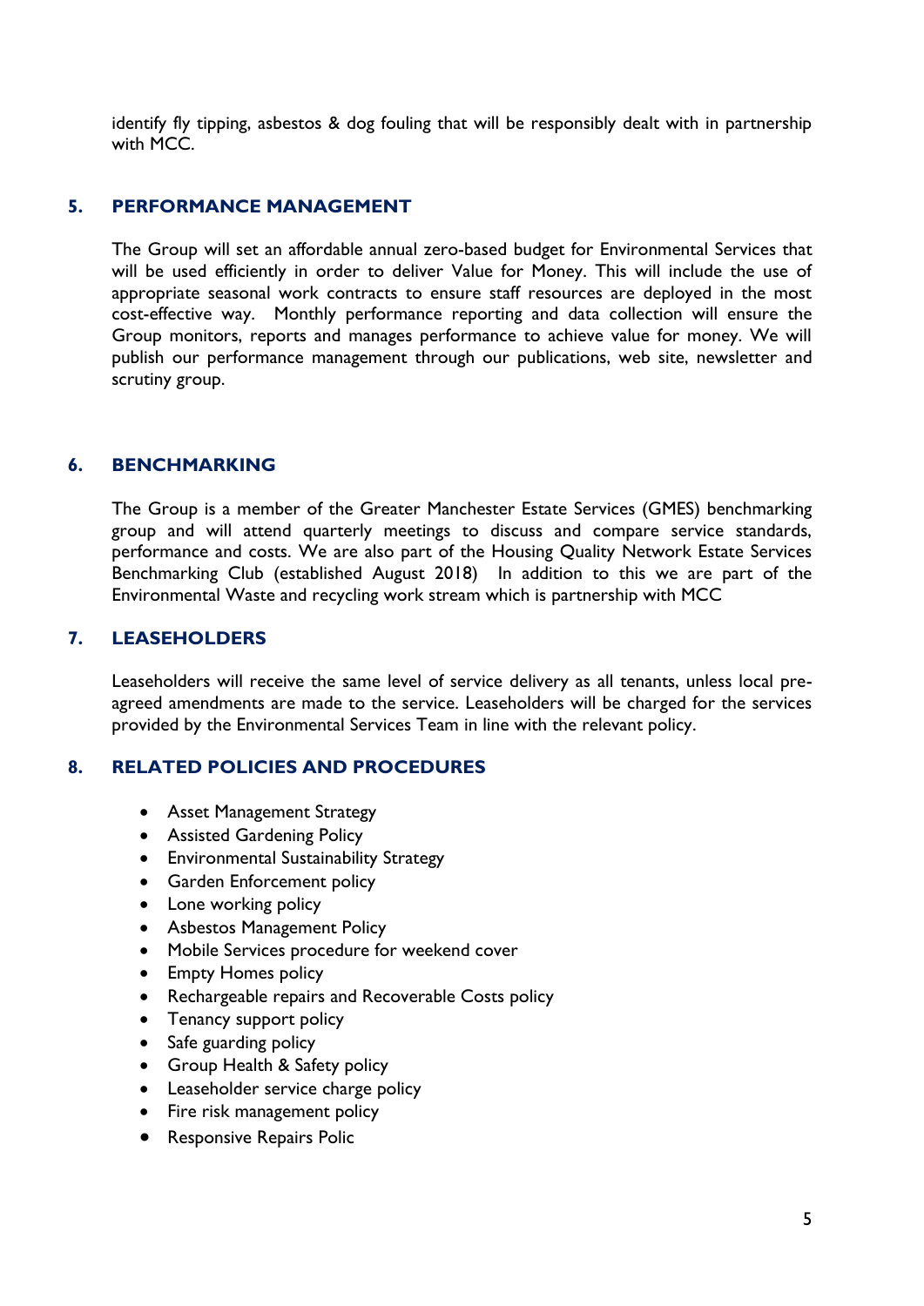identify fly tipping, asbestos & dog fouling that will be responsibly dealt with in partnership with MCC.

## 5. PERFORMANCE MANAGEMENT

The Group will set an affordable annual zero-based budget for Environmental Services that will be used efficiently in order to deliver Value for Money. This will include the use of appropriate seasonal work contracts to ensure staff resources are deployed in the most cost-effective way. Monthly performance reporting and data collection will ensure the Group monitors, reports and manages performance to achieve value for money. We will publish our performance management through our publications, web site, newsletter and scrutiny group.

## 6. BENCHMARKING

The Group is a member of the Greater Manchester Estate Services (GMES) benchmarking group and will attend quarterly meetings to discuss and compare service standards, performance and costs. We are also part of the Housing Quality Network Estate Services Benchmarking Club (established August 2018) In addition to this we are part of the Environmental Waste and recycling work stream which is partnership with MCC

## 7. LEASEHOLDERS

Leaseholders will receive the same level of service delivery as all tenants, unless local pre-agreed amendments are made to the service. Leaseholders will be charged for the services provided by the Environmental Services Team in line with the relevant policy.

## 8. RELATED POLICIES AND PROCEDURES

- Asset Management Strategy
- Assisted Gardening Policy
- Environmental Sustainability Strategy
- Garden Enforcement policy
- Lone working policy
- Asbestos Management Policy
- Mobile Services procedure for weekend cover
- Empty Homes policy
- Rechargeable repairs and Recoverable Costs policy
- Tenancy support policy
- Safe guarding policy
- Group Health & Safety policy
- Leaseholder service charge policy
- Fire risk management policy
- Responsive Repairs Polic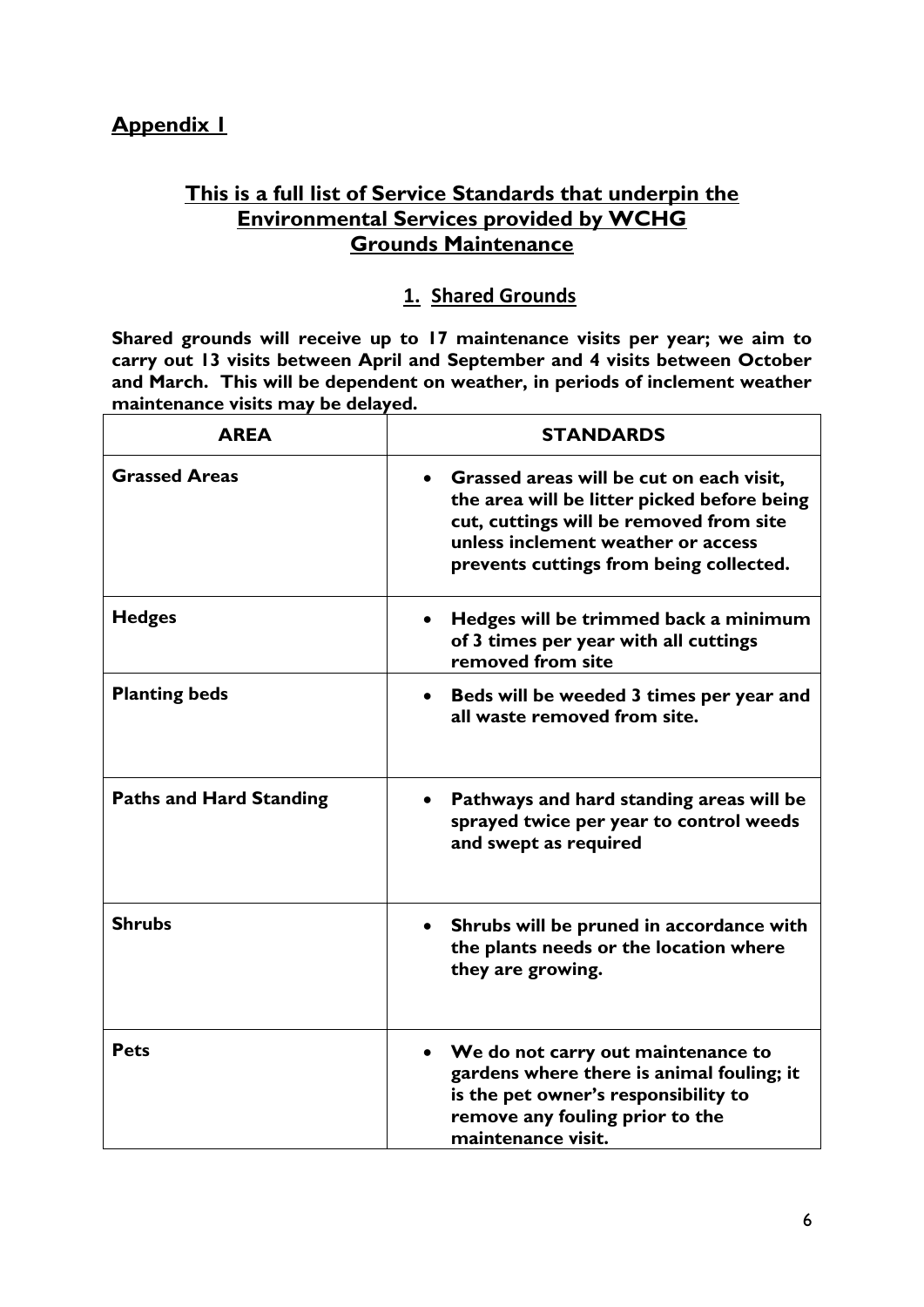## Appendix 1

## This is a full list of Service Standards that underpin the Environmental Services provided by WCHG Grounds Maintenance

### 1. Shared Grounds

**Shared grounds will receive up to 17 maintenance visits per year; we aim to carry out 13 visits between April and September and 4 visits between October and March. This will be dependent on weather, in periods of inclement weather maintenance visits may be delayed.**

| AREA | STANDARDS |
| --- | --- |
| **Grassed Areas** | • **Grassed areas will be cut on each visit, the area will be litter picked before being cut, cuttings will be removed from site unless inclement weather or access prevents cuttings from being collected.** |
| **Hedges** | • **Hedges will be trimmed back a minimum of 3 times per year with all cuttings removed from site** |
| **Planting beds** | • **Beds will be weeded 3 times per year and all waste removed from site.** |
| **Paths and Hard Standing** | • **Pathways and hard standing areas will be sprayed twice per year to control weeds and swept as required** |
| **Shrubs** | • **Shrubs will be pruned in accordance with the plants needs or the location where they are growing.** |
| **Pets** | • **We do not carry out maintenance to gardens where there is animal fouling; it is the pet owner's responsibility to remove any fouling prior to the maintenance visit.** |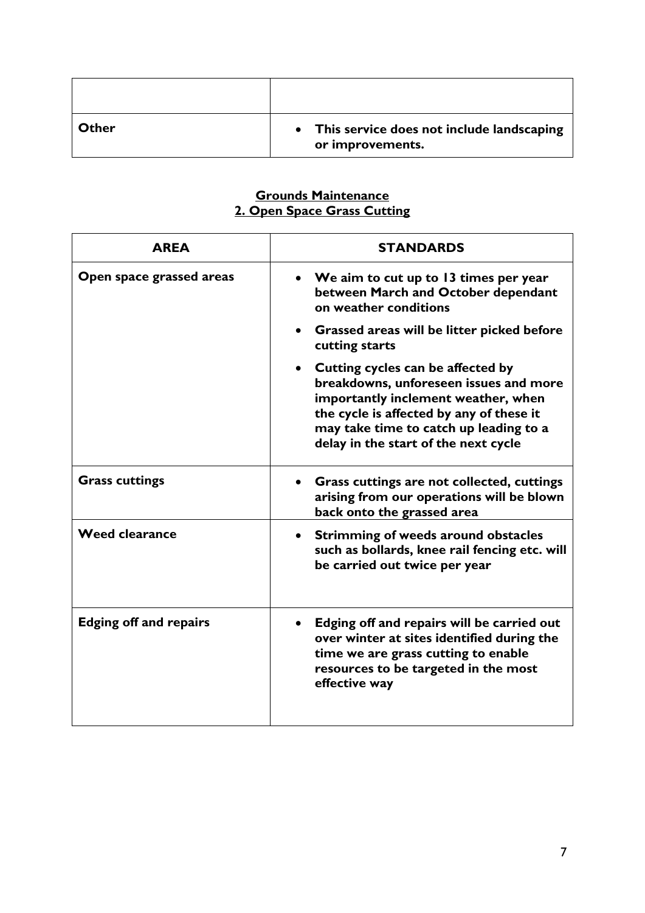|  |  |
|---|---|
| **Other** | • **This service does not include landscaping or improvements.** |

**Grounds Maintenance**
**2. Open Space Grass Cutting**

| AREA | STANDARDS |
|---|---|
| **Open space grassed areas** | • **We aim to cut up to 13 times per year between March and October dependant on weather conditions**<br>• **Grassed areas will be litter picked before cutting starts**<br>• **Cutting cycles can be affected by breakdowns, unforeseen issues and more importantly inclement weather, when the cycle is affected by any of these it may take time to catch up leading to a delay in the start of the next cycle** |
| **Grass cuttings** | • **Grass cuttings are not collected, cuttings arising from our operations will be blown back onto the grassed area** |
| **Weed clearance** | • **Strimming of weeds around obstacles such as bollards, knee rail fencing etc. will be carried out twice per year** |
| **Edging off and repairs** | • **Edging off and repairs will be carried out over winter at sites identified during the time we are grass cutting to enable resources to be targeted in the most effective way** |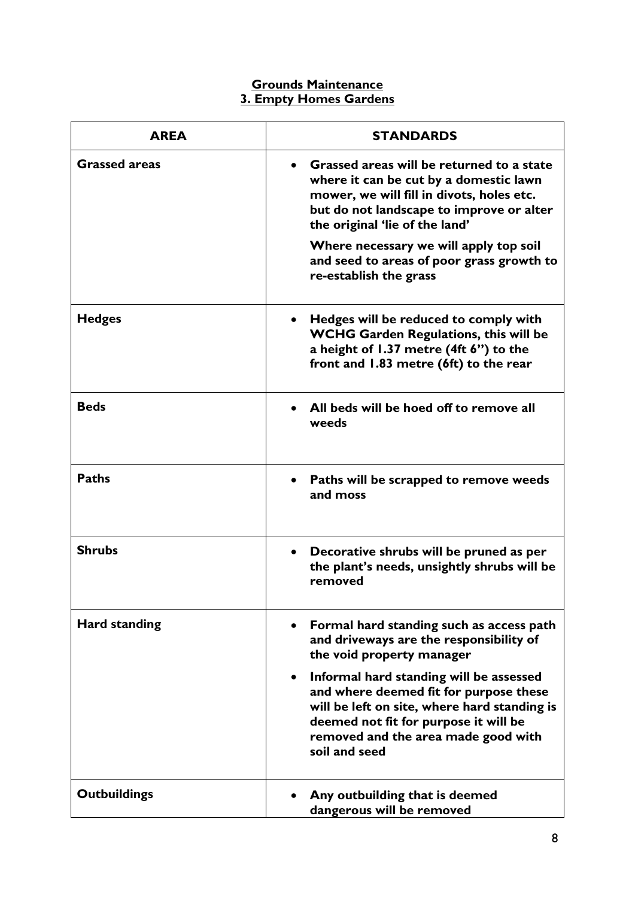# Grounds Maintenance
## 3. Empty Homes Gardens

| AREA | STANDARDS |
|---|---|
| **Grassed areas** | • **Grassed areas will be returned to a state where it can be cut by a domestic lawn mower, we will fill in divots, holes etc. but do not landscape to improve or alter the original 'lie of the land'** <br> **Where necessary we will apply top soil and seed to areas of poor grass growth to re-establish the grass** |
| **Hedges** | • **Hedges will be reduced to comply with WCHG Garden Regulations, this will be a height of 1.37 metre (4ft 6") to the front and 1.83 metre (6ft) to the rear** |
| **Beds** | • **All beds will be hoed off to remove all weeds** |
| **Paths** | • **Paths will be scrapped to remove weeds and moss** |
| **Shrubs** | • **Decorative shrubs will be pruned as per the plant's needs, unsightly shrubs will be removed** |
| **Hard standing** | • **Formal hard standing such as access path and driveways are the responsibility of the void property manager** <br> • **Informal hard standing will be assessed and where deemed fit for purpose these will be left on site, where hard standing is deemed not fit for purpose it will be removed and the area made good with soil and seed** |
| **Outbuildings** | • **Any outbuilding that is deemed dangerous will be removed** |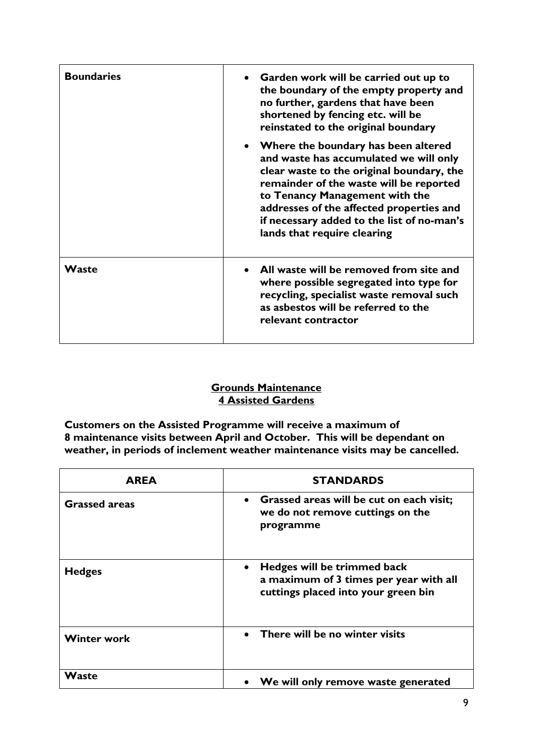| | |
|---|---|
| **Boundaries** | • **Garden work will be carried out up to the boundary of the empty property and no further, gardens that have been shortened by fencing etc. will be reinstated to the original boundary**<br>• **Where the boundary has been altered and waste has accumulated we will only clear waste to the original boundary, the remainder of the waste will be reported to Tenancy Management with the addresses of the affected properties and if necessary added to the list of no-man's lands that require clearing** |
| **Waste** | • **All waste will be removed from site and where possible segregated into type for recycling, specialist waste removal such as asbestos will be referred to the relevant contractor** |

**Grounds Maintenance**
**4 Assisted Gardens**

**Customers on the Assisted Programme will receive a maximum of 8 maintenance visits between April and October. This will be dependant on weather, in periods of inclement weather maintenance visits may be cancelled.**

| AREA | STANDARDS |
|---|---|
| **Grassed areas** | • **Grassed areas will be cut on each visit; we do not remove cuttings on the programme** |
| **Hedges** | • **Hedges will be trimmed back a maximum of 3 times per year with all cuttings placed into your green bin** |
| **Winter work** | • **There will be no winter visits** |
| **Waste** | • **We will only remove waste generated** |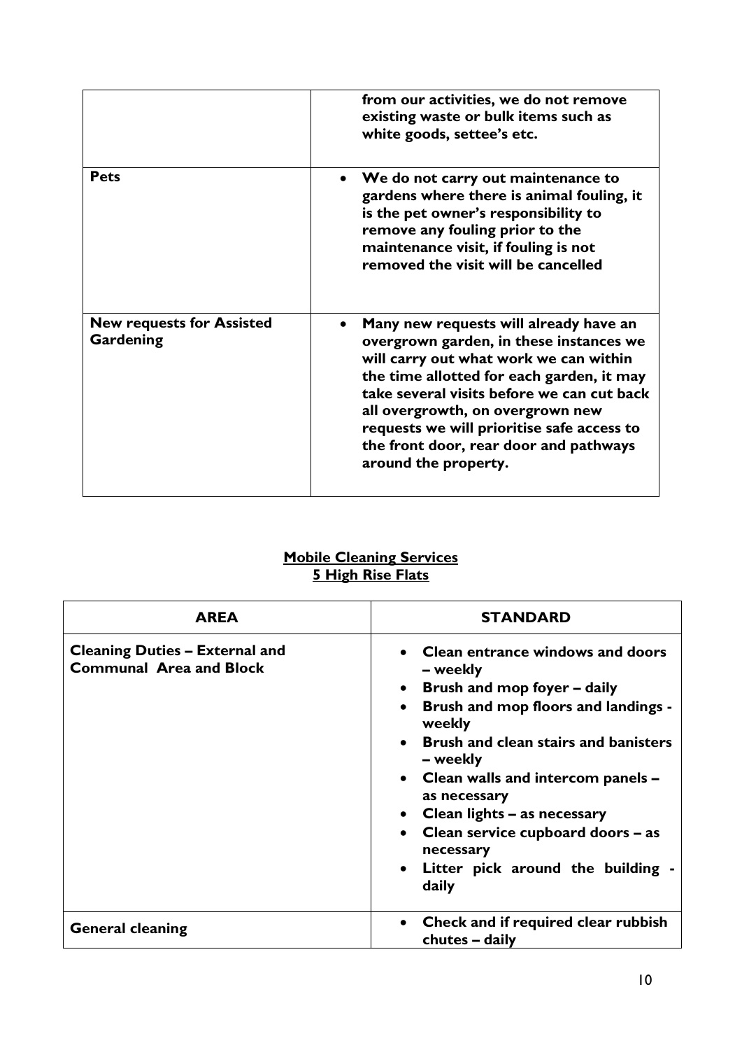| | |
|---|---|
| | **from our activities, we do not remove existing waste or bulk items such as white goods, settee's etc.** |
| **Pets** | • **We do not carry out maintenance to gardens where there is animal fouling, it is the pet owner's responsibility to remove any fouling prior to the maintenance visit, if fouling is not removed the visit will be cancelled** |
| **New requests for Assisted Gardening** | • **Many new requests will already have an overgrown garden, in these instances we will carry out what work we can within the time allotted for each garden, it may take several visits before we can cut back all overgrowth, on overgrown new requests we will prioritise safe access to the front door, rear door and pathways around the property.** |

**Mobile Cleaning Services**
**5 High Rise Flats**

| AREA | STANDARD |
|---|---|
| **Cleaning Duties – External and Communal Area and Block** | • **Clean entrance windows and doors – weekly**<br>• **Brush and mop foyer – daily**<br>• **Brush and mop floors and landings - weekly**<br>• **Brush and clean stairs and banisters – weekly**<br>• **Clean walls and intercom panels – as necessary**<br>• **Clean lights – as necessary**<br>• **Clean service cupboard doors – as necessary**<br>• **Litter pick around the building - daily** |
| **General cleaning** | • **Check and if required clear rubbish chutes – daily** |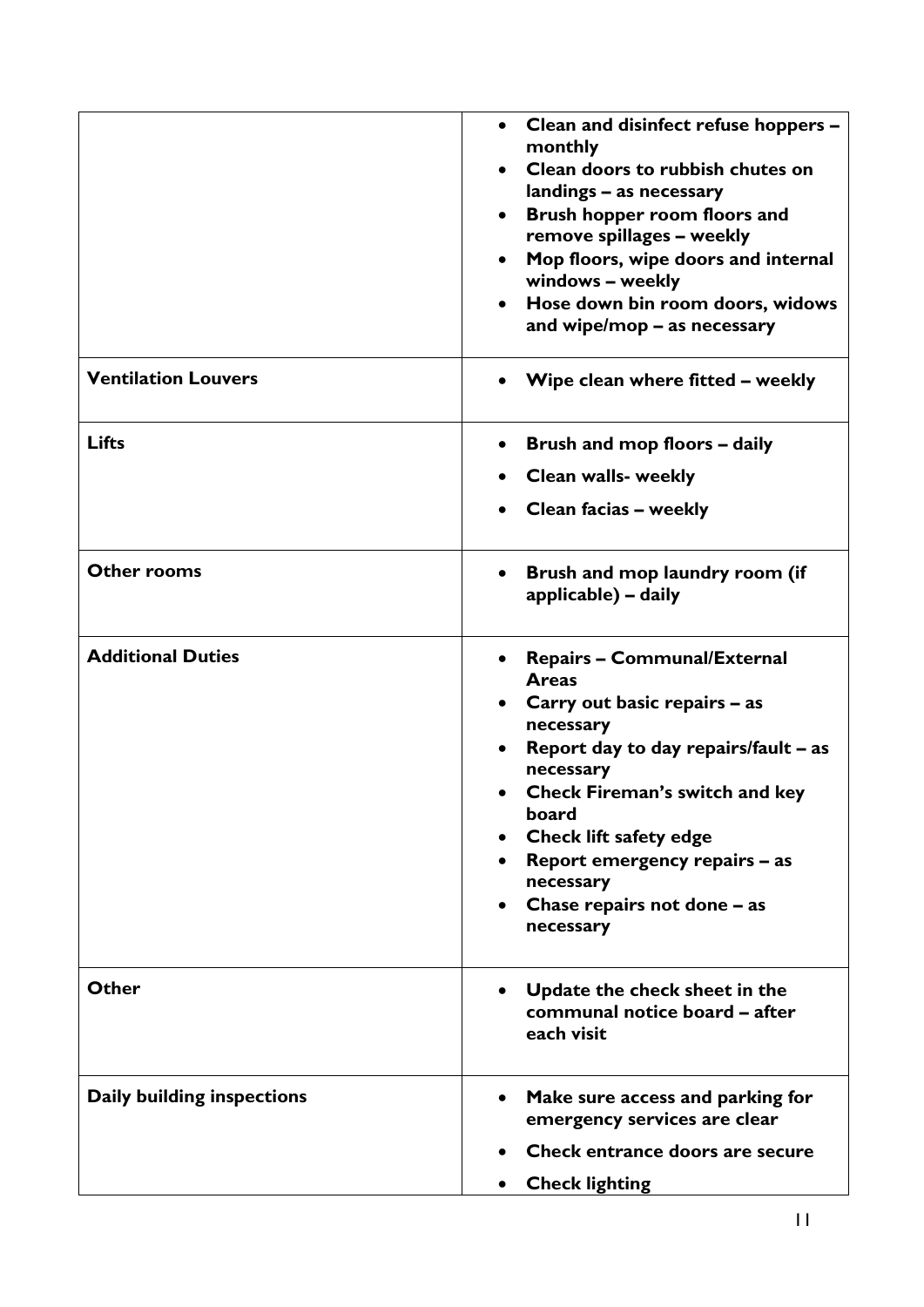| | |
|---|---|
| | • Clean and disinfect refuse hoppers – monthly<br>• Clean doors to rubbish chutes on landings – as necessary<br>• Brush hopper room floors and remove spillages – weekly<br>• Mop floors, wipe doors and internal windows – weekly<br>• Hose down bin room doors, widows and wipe/mop – as necessary |
| **Ventilation Louvers** | • Wipe clean where fitted – weekly |
| **Lifts** | • Brush and mop floors – daily<br>• Clean walls- weekly<br>• Clean facias – weekly |
| **Other rooms** | • Brush and mop laundry room (if applicable) – daily |
| **Additional Duties** | • Repairs – Communal/External Areas<br>• Carry out basic repairs – as necessary<br>• Report day to day repairs/fault – as necessary<br>• Check Fireman's switch and key board<br>• Check lift safety edge<br>• Report emergency repairs – as necessary<br>• Chase repairs not done – as necessary |
| **Other** | • Update the check sheet in the communal notice board – after each visit |
| **Daily building inspections** | • Make sure access and parking for emergency services are clear<br>• Check entrance doors are secure<br>• Check lighting |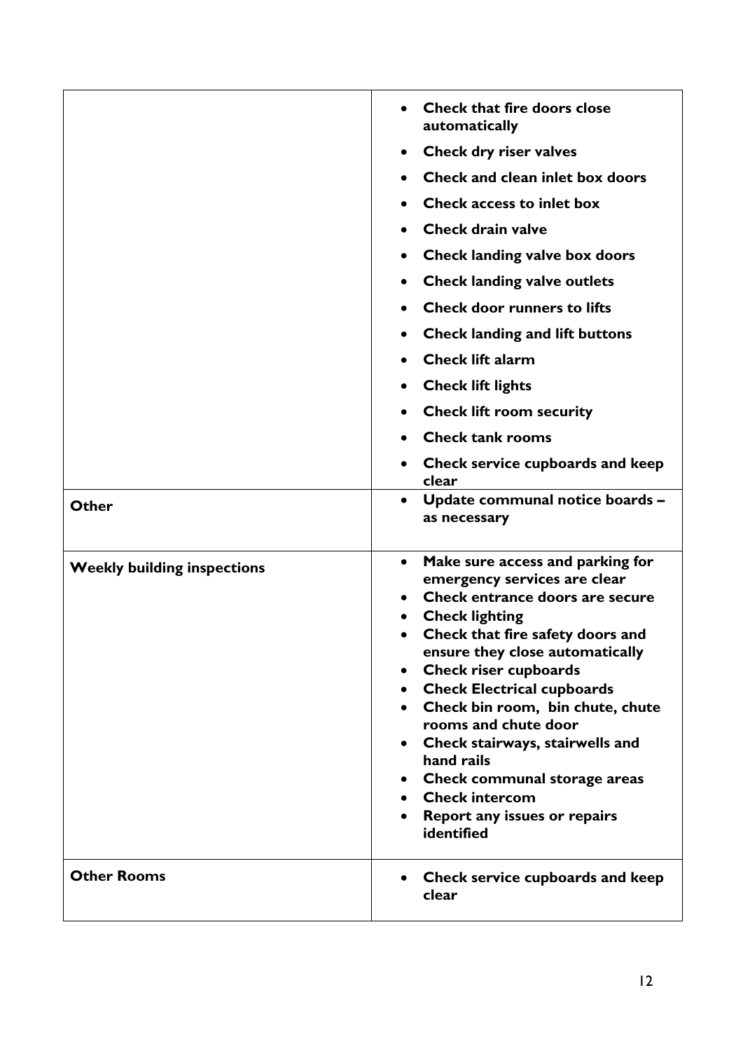| | |
|---|---|
| | • **Check that fire doors close automatically**<br>• **Check dry riser valves**<br>• **Check and clean inlet box doors**<br>• **Check access to inlet box**<br>• **Check drain valve**<br>• **Check landing valve box doors**<br>• **Check landing valve outlets**<br>• **Check door runners to lifts**<br>• **Check landing and lift buttons**<br>• **Check lift alarm**<br>• **Check lift lights**<br>• **Check lift room security**<br>• **Check tank rooms**<br>• **Check service cupboards and keep clear** |
| **Other** | • **Update communal notice boards – as necessary** |
| **Weekly building inspections** | • **Make sure access and parking for emergency services are clear**<br>• **Check entrance doors are secure**<br>• **Check lighting**<br>• **Check that fire safety doors and ensure they close automatically**<br>• **Check riser cupboards**<br>• **Check Electrical cupboards**<br>• **Check bin room, bin chute, chute rooms and chute door**<br>• **Check stairways, stairwells and hand rails**<br>• **Check communal storage areas**<br>• **Check intercom**<br>• **Report any issues or repairs identified** |
| **Other Rooms** | • **Check service cupboards and keep clear** |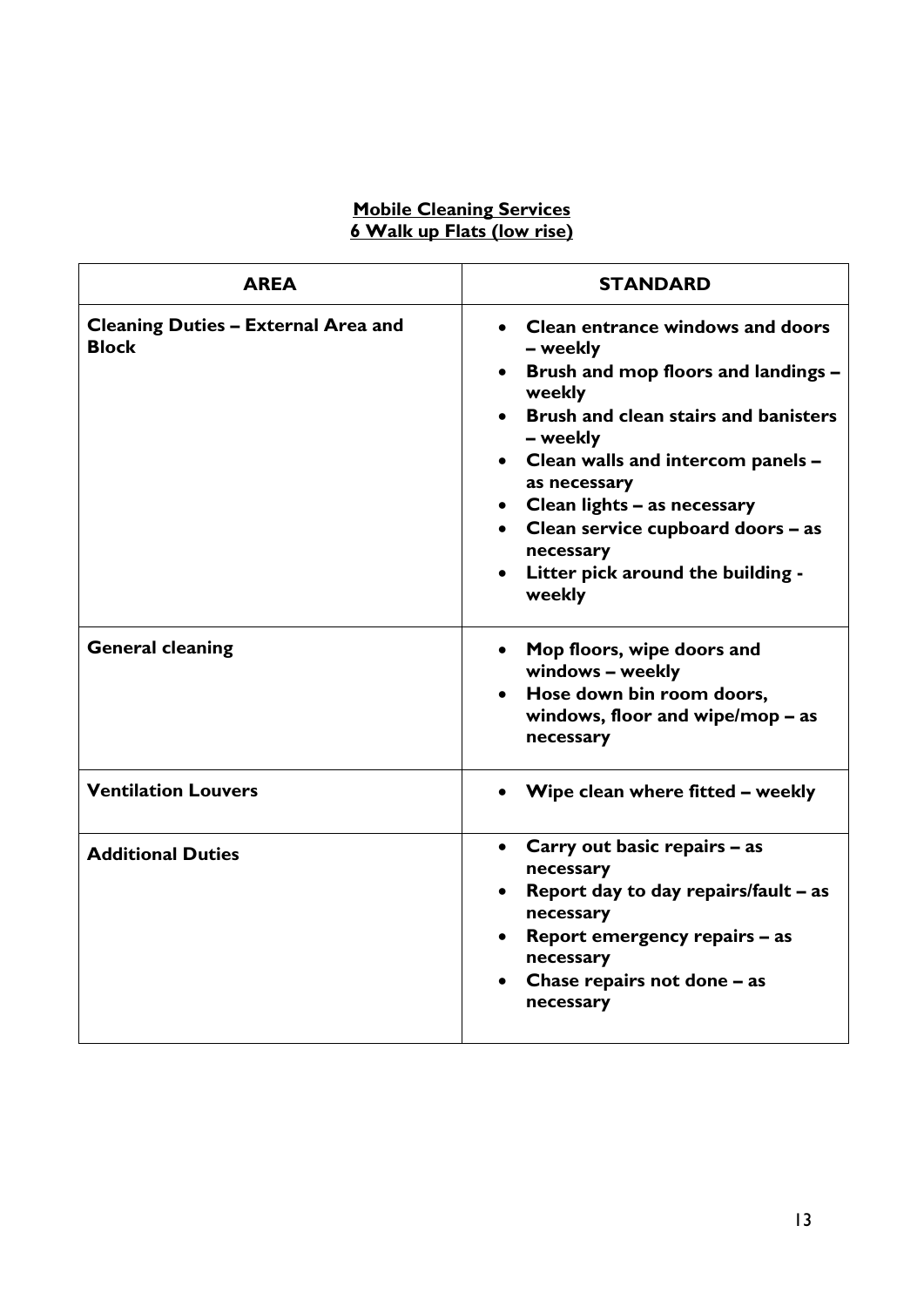**Mobile Cleaning Services**
**6 Walk up Flats (low rise)**

| AREA | STANDARD |
|---|---|
| **Cleaning Duties – External Area and Block** | • **Clean entrance windows and doors – weekly**<br>• **Brush and mop floors and landings – weekly**<br>• **Brush and clean stairs and banisters – weekly**<br>• **Clean walls and intercom panels – as necessary**<br>• **Clean lights – as necessary**<br>• **Clean service cupboard doors – as necessary**<br>• **Litter pick around the building - weekly** |
| **General cleaning** | • **Mop floors, wipe doors and windows – weekly**<br>• **Hose down bin room doors, windows, floor and wipe/mop – as necessary** |
| **Ventilation Louvers** | • **Wipe clean where fitted – weekly** |
| **Additional Duties** | • **Carry out basic repairs – as necessary**<br>• **Report day to day repairs/fault – as necessary**<br>• **Report emergency repairs – as necessary**<br>• **Chase repairs not done – as necessary** |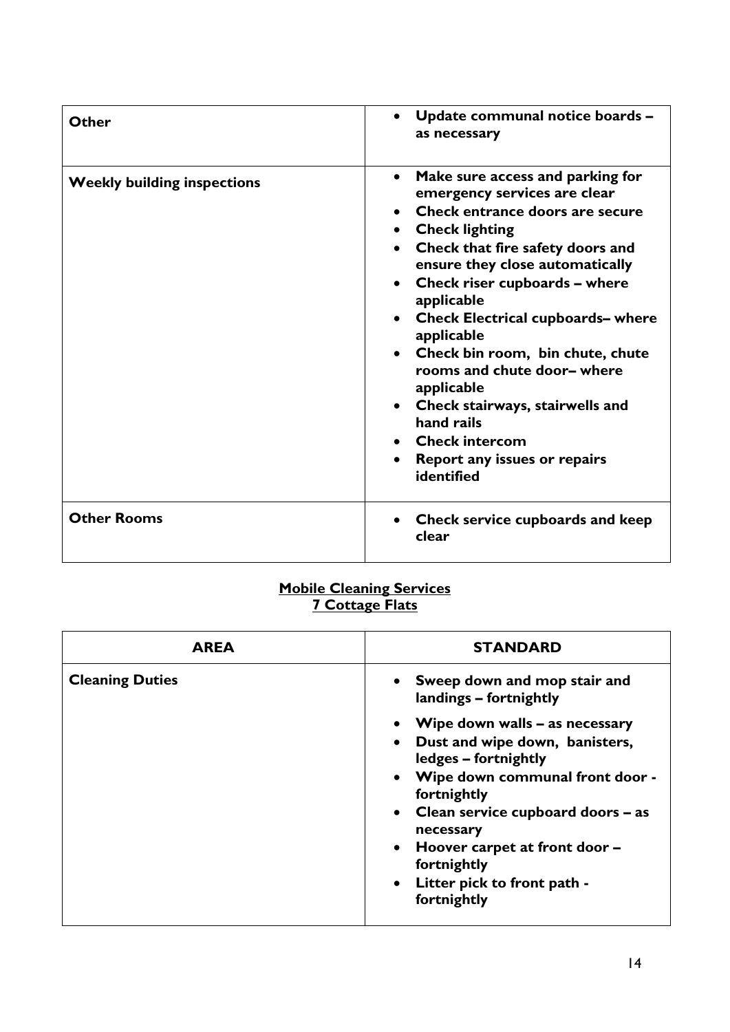| | |
|---|---|
| **Other** | • **Update communal notice boards – as necessary** |
| **Weekly building inspections** | • **Make sure access and parking for emergency services are clear**<br>• **Check entrance doors are secure**<br>• **Check lighting**<br>• **Check that fire safety doors and ensure they close automatically**<br>• **Check riser cupboards – where applicable**<br>• **Check Electrical cupboards– where applicable**<br>• **Check bin room, bin chute, chute rooms and chute door– where applicable**<br>• **Check stairways, stairwells and hand rails**<br>• **Check intercom**<br>• **Report any issues or repairs identified** |
| **Other Rooms** | • **Check service cupboards and keep clear** |

**<u>Mobile Cleaning Services</u>**
**<u>7 Cottage Flats</u>**

| AREA | STANDARD |
|---|---|
| **Cleaning Duties** | • **Sweep down and mop stair and landings – fortnightly**<br>• **Wipe down walls – as necessary**<br>• **Dust and wipe down, banisters, ledges – fortnightly**<br>• **Wipe down communal front door - fortnightly**<br>• **Clean service cupboard doors – as necessary**<br>• **Hoover carpet at front door – fortnightly**<br>• **Litter pick to front path - fortnightly** |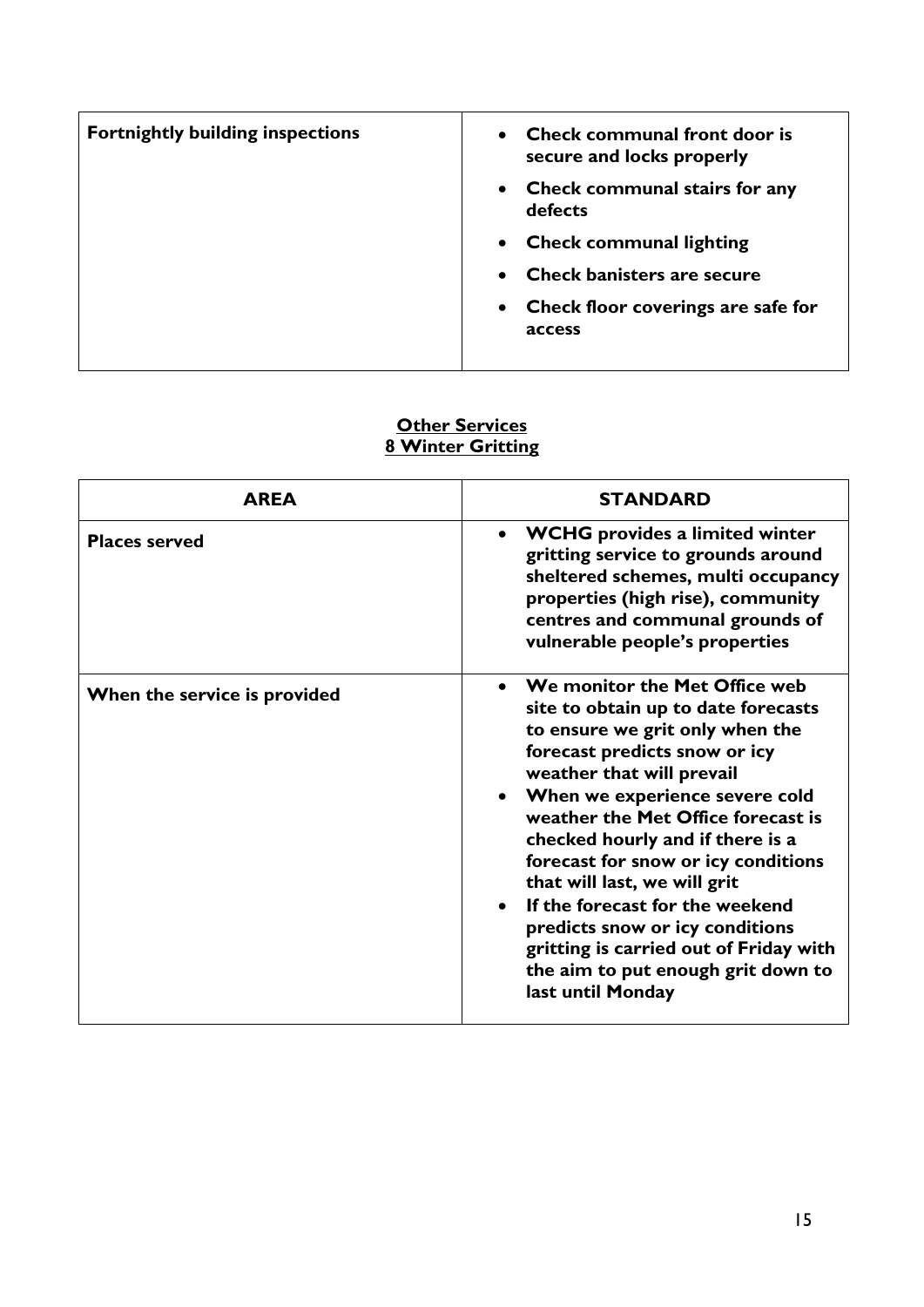| | |
|---|---|
| **Fortnightly building inspections** | • **Check communal front door is secure and locks properly**<br>• **Check communal stairs for any defects**<br>• **Check communal lighting**<br>• **Check banisters are secure**<br>• **Check floor coverings are safe for access** |

## Other Services
## 8 Winter Gritting

| AREA | STANDARD |
|---|---|
| **Places served** | • **WCHG provides a limited winter gritting service to grounds around sheltered schemes, multi occupancy properties (high rise), community centres and communal grounds of vulnerable people's properties** |
| **When the service is provided** | • **We monitor the Met Office web site to obtain up to date forecasts to ensure we grit only when the forecast predicts snow or icy weather that will prevail**<br>• **When we experience severe cold weather the Met Office forecast is checked hourly and if there is a forecast for snow or icy conditions that will last, we will grit**<br>• **If the forecast for the weekend predicts snow or icy conditions gritting is carried out of Friday with the aim to put enough grit down to last until Monday** |